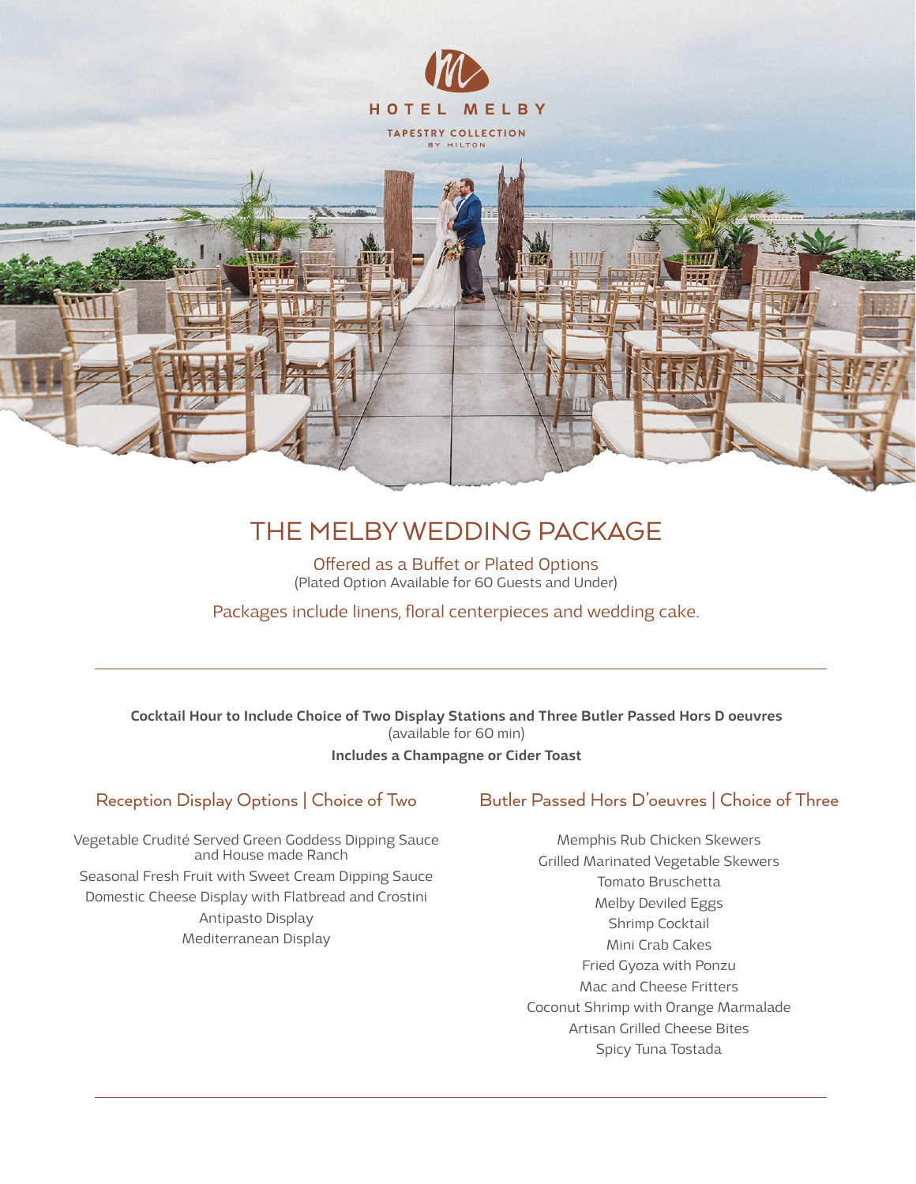HOTEL MELBY

TAPESTRY COLLECTION BY HILTON

# THE MELBY WEDDING PACKAGE

Offered as a Buffet or Plated Options
(Plated Option Available for 60 Guests and Under)

Packages include linens, floral centerpieces and wedding cake.

---

**Cocktail Hour to Include Choice of Two Display Stations and Three Butler Passed Hors D oeuvres**
(available for 60 min)

**Includes a Champagne or Cider Toast**

## Reception Display Options | Choice of Two

Vegetable Crudité Served Green Goddess Dipping Sauce and House made Ranch

Seasonal Fresh Fruit with Sweet Cream Dipping Sauce

Domestic Cheese Display with Flatbread and Crostini

Antipasto Display

Mediterranean Display

## Butler Passed Hors D'oeuvres | Choice of Three

Memphis Rub Chicken Skewers

Grilled Marinated Vegetable Skewers

Tomato Bruschetta

Melby Deviled Eggs

Shrimp Cocktail

Mini Crab Cakes

Fried Gyoza with Ponzu

Mac and Cheese Fritters

Coconut Shrimp with Orange Marmalade

Artisan Grilled Cheese Bites

Spicy Tuna Tostada

---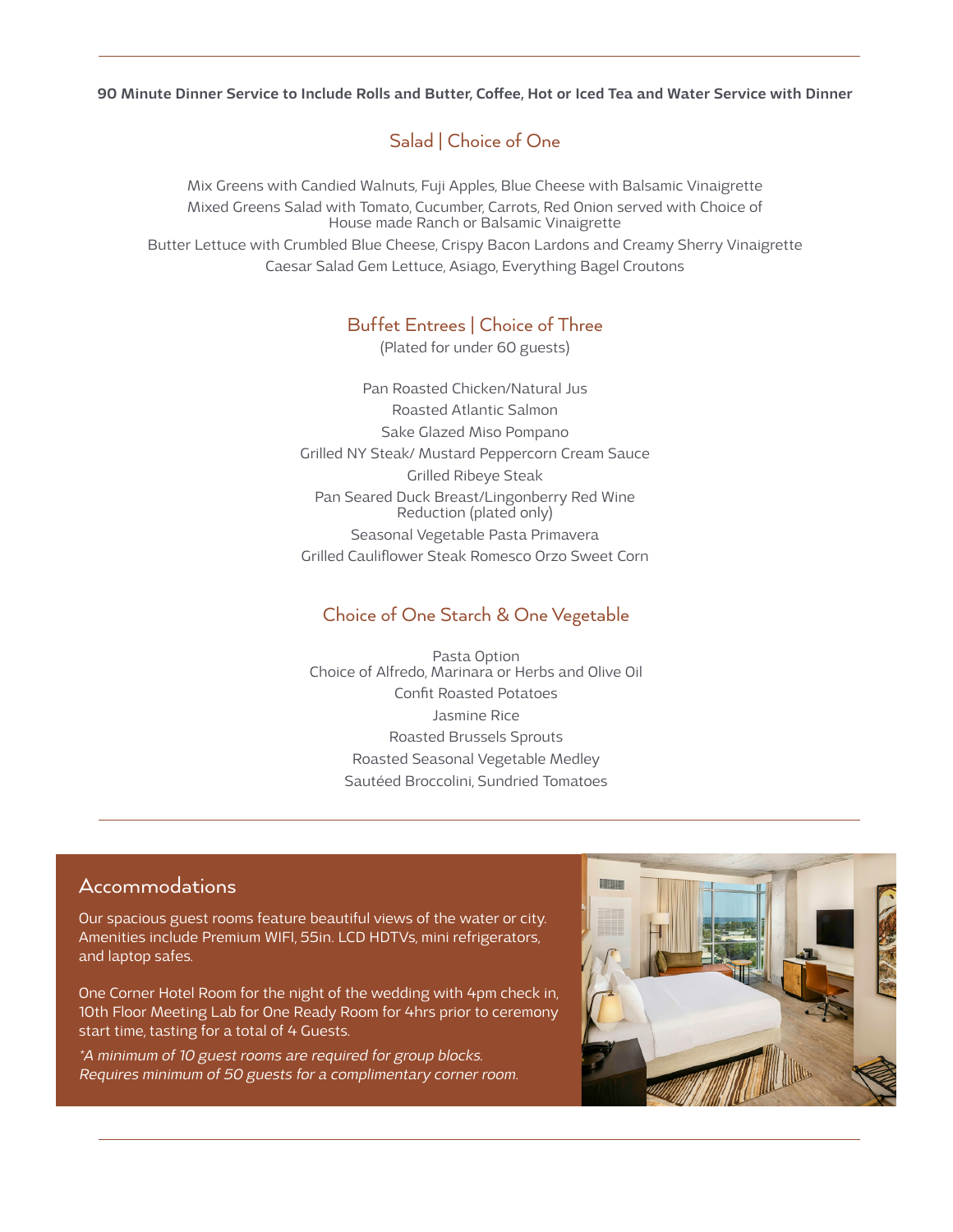**90 Minute Dinner Service to Include Rolls and Butter, Coffee, Hot or Iced Tea and Water Service with Dinner**

## Salad | Choice of One

Mix Greens with Candied Walnuts, Fuji Apples, Blue Cheese with Balsamic Vinaigrette

Mixed Greens Salad with Tomato, Cucumber, Carrots, Red Onion served with Choice of House made Ranch or Balsamic Vinaigrette

Butter Lettuce with Crumbled Blue Cheese, Crispy Bacon Lardons and Creamy Sherry Vinaigrette

Caesar Salad Gem Lettuce, Asiago, Everything Bagel Croutons

## Buffet Entrees | Choice of Three

(Plated for under 60 guests)

Pan Roasted Chicken/Natural Jus

Roasted Atlantic Salmon

Sake Glazed Miso Pompano

Grilled NY Steak/ Mustard Peppercorn Cream Sauce

Grilled Ribeye Steak

Pan Seared Duck Breast/Lingonberry Red Wine Reduction (plated only)

Seasonal Vegetable Pasta Primavera

Grilled Cauliflower Steak Romesco Orzo Sweet Corn

## Choice of One Starch & One Vegetable

Pasta Option
Choice of Alfredo, Marinara or Herbs and Olive Oil

Confit Roasted Potatoes

Jasmine Rice

Roasted Brussels Sprouts

Roasted Seasonal Vegetable Medley

Sautéed Broccolini, Sundried Tomatoes

## Accommodations

Our spacious guest rooms feature beautiful views of the water or city. Amenities include Premium WIFI, 55in. LCD HDTVs, mini refrigerators, and laptop safes.

One Corner Hotel Room for the night of the wedding with 4pm check in, 10th Floor Meeting Lab for One Ready Room for 4hrs prior to ceremony start time, tasting for a total of 4 Guests.

*\*A minimum of 10 guest rooms are required for group blocks. Requires minimum of 50 guests for a complimentary corner room.*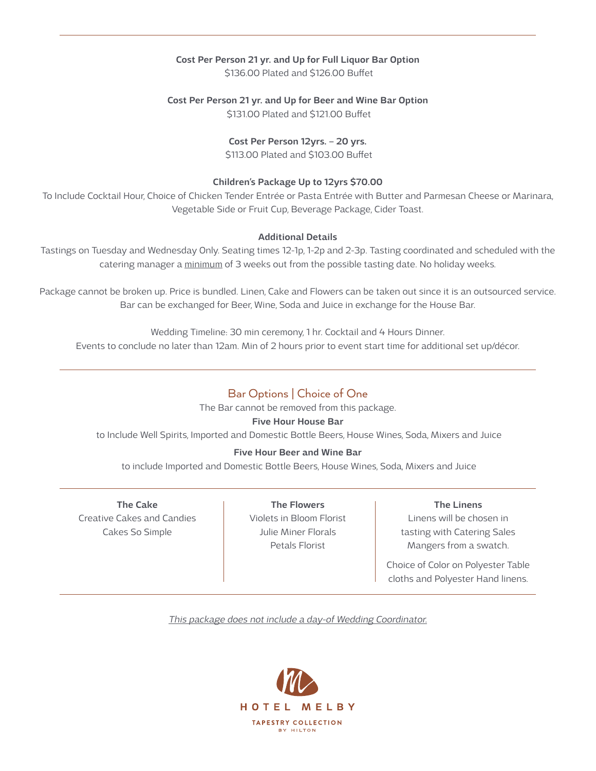**Cost Per Person 21 yr. and Up for Full Liquor Bar Option**

$136.00 Plated and $126.00 Buffet

**Cost Per Person 21 yr. and Up for Beer and Wine Bar Option**

$131.00 Plated and $121.00 Buffet

**Cost Per Person 12yrs. – 20 yrs.**

$113.00 Plated and $103.00 Buffet

**Children's Package Up to 12yrs $70.00**

To Include Cocktail Hour, Choice of Chicken Tender Entrée or Pasta Entrée with Butter and Parmesan Cheese or Marinara, Vegetable Side or Fruit Cup, Beverage Package, Cider Toast.

**Additional Details**

Tastings on Tuesday and Wednesday Only. Seating times 12-1p, 1-2p and 2-3p. Tasting coordinated and scheduled with the catering manager a minimum of 3 weeks out from the possible tasting date. No holiday weeks.

Package cannot be broken up. Price is bundled. Linen, Cake and Flowers can be taken out since it is an outsourced service. Bar can be exchanged for Beer, Wine, Soda and Juice in exchange for the House Bar.

Wedding Timeline: 30 min ceremony, 1 hr. Cocktail and 4 Hours Dinner.
Events to conclude no later than 12am. Min of 2 hours prior to event start time for additional set up/décor.

## Bar Options | Choice of One

The Bar cannot be removed from this package.

**Five Hour House Bar**

to Include Well Spirits, Imported and Domestic Bottle Beers, House Wines, Soda, Mixers and Juice

**Five Hour Beer and Wine Bar**

to include Imported and Domestic Bottle Beers, House Wines, Soda, Mixers and Juice

**The Cake**

Creative Cakes and Candies
Cakes So Simple

**The Flowers**

Violets in Bloom Florist
Julie Miner Florals
Petals Florist

**The Linens**

Linens will be chosen in tasting with Catering Sales Mangers from a swatch.

Choice of Color on Polyester Table cloths and Polyester Hand linens.

*This package does not include a day-of Wedding Coordinator.*

HOTEL MELBY
TAPESTRY COLLECTION BY HILTON